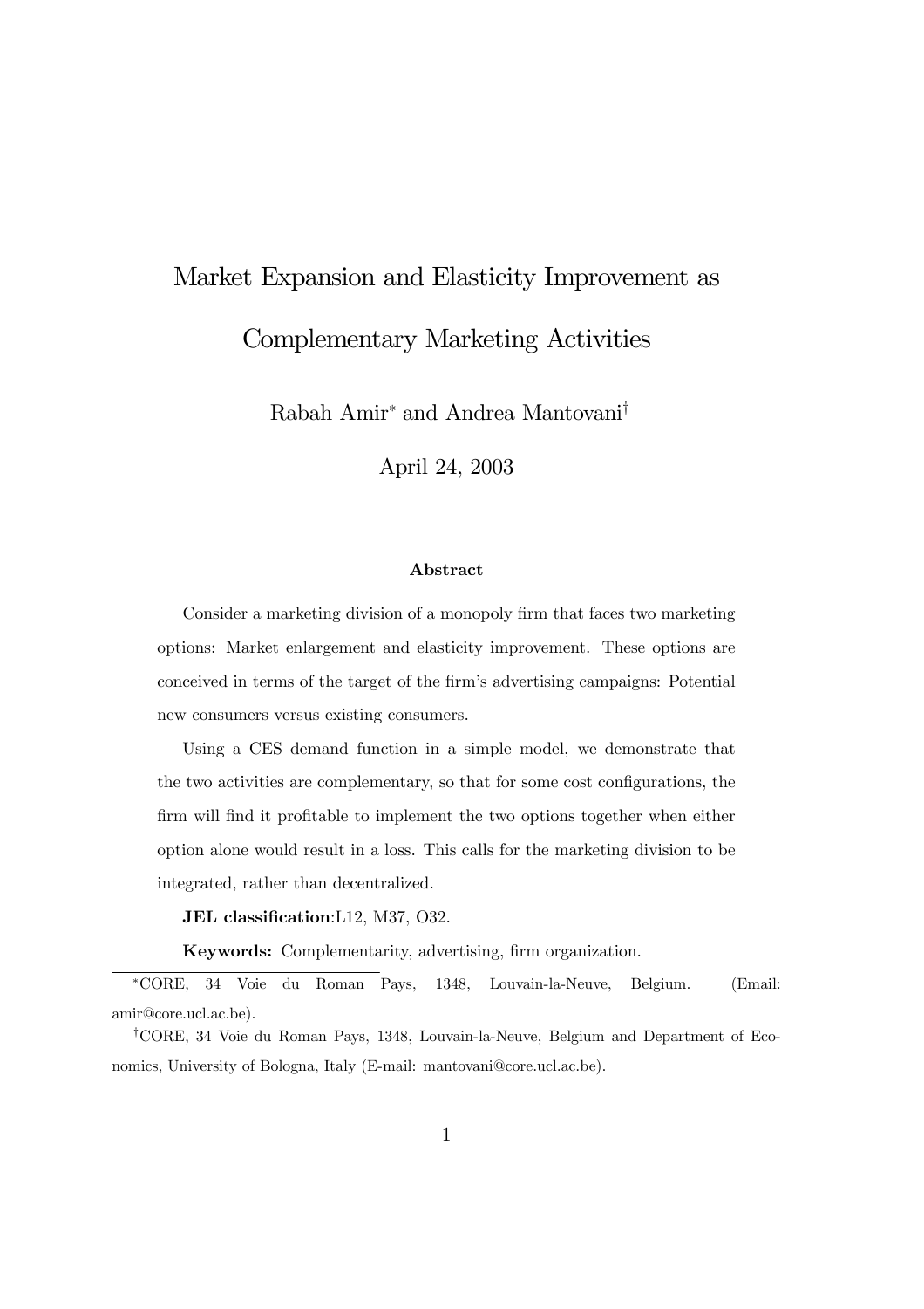# Market Expansion and Elasticity Improvement as Complementary Marketing Activities

Rabah Amir[*] and Andrea Mantovani[†]

April 24, 2003

### Abstract

Consider a marketing division of a monopoly firm that faces two marketing options: Market enlargement and elasticity improvement. These options are conceived in terms of the target of the firm's advertising campaigns: Potential new consumers versus existing consumers.

Using a CES demand function in a simple model, we demonstrate that the two activities are complementary, so that for some cost configurations, the firm will find it profitable to implement the two options together when either option alone would result in a loss. This calls for the marketing division to be integrated, rather than decentralized.

**JEL classification**:L12, M37, O32.

**Keywords:** Complementarity, advertising, firm organization.

---

[*] CORE, 34 Voie du Roman Pays, 1348, Louvain-la-Neuve, Belgium. (Email: amir@core.ucl.ac.be).

[†] CORE, 34 Voie du Roman Pays, 1348, Louvain-la-Neuve, Belgium and Department of Economics, University of Bologna, Italy (E-mail: mantovani@core.ucl.ac.be).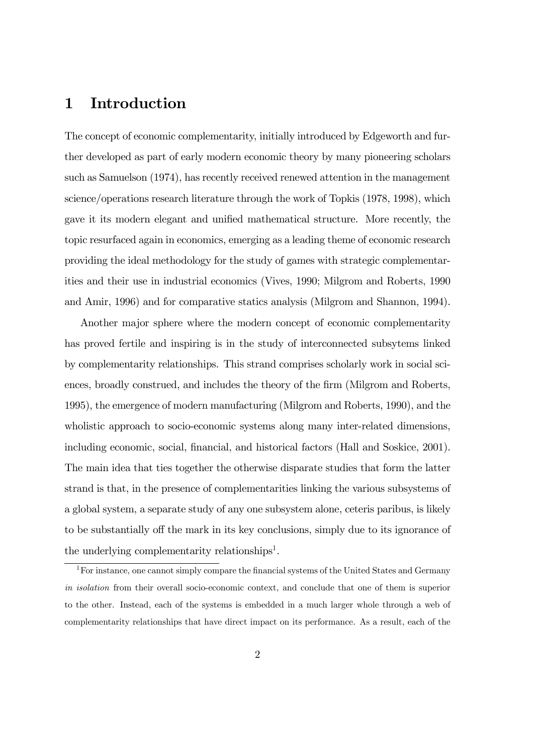# 1 Introduction

The concept of economic complementarity, initially introduced by Edgeworth and further developed as part of early modern economic theory by many pioneering scholars such as Samuelson (1974), has recently received renewed attention in the management science/operations research literature through the work of Topkis (1978, 1998), which gave it its modern elegant and unified mathematical structure. More recently, the topic resurfaced again in economics, emerging as a leading theme of economic research providing the ideal methodology for the study of games with strategic complementarities and their use in industrial economics (Vives, 1990; Milgrom and Roberts, 1990 and Amir, 1996) and for comparative statics analysis (Milgrom and Shannon, 1994).

Another major sphere where the modern concept of economic complementarity has proved fertile and inspiring is in the study of interconnected subsytems linked by complementarity relationships. This strand comprises scholarly work in social sciences, broadly construed, and includes the theory of the firm (Milgrom and Roberts, 1995), the emergence of modern manufacturing (Milgrom and Roberts, 1990), and the wholistic approach to socio-economic systems along many inter-related dimensions, including economic, social, financial, and historical factors (Hall and Soskice, 2001). The main idea that ties together the otherwise disparate studies that form the latter strand is that, in the presence of complementarities linking the various subsystems of a global system, a separate study of any one subsystem alone, ceteris paribus, is likely to be substantially off the mark in its key conclusions, simply due to its ignorance of the underlying complementarity relationships[1].

[1]For instance, one cannot simply compare the financial systems of the United States and Germany *in isolation* from their overall socio-economic context, and conclude that one of them is superior to the other. Instead, each of the systems is embedded in a much larger whole through a web of complementarity relationships that have direct impact on its performance. As a result, each of the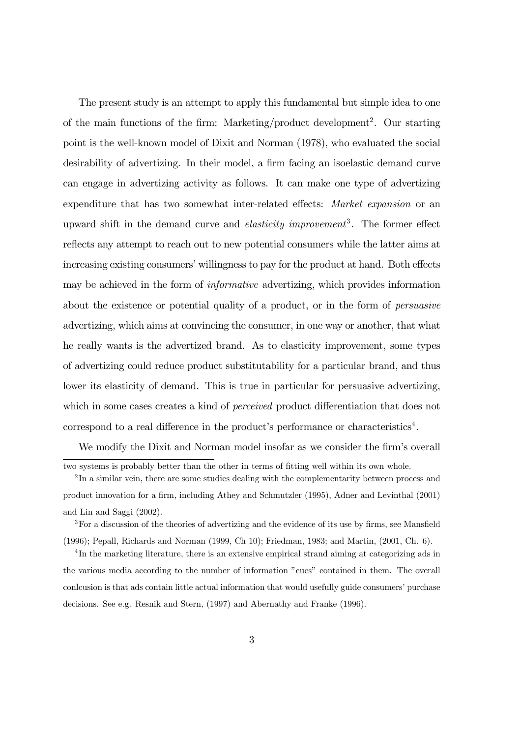The present study is an attempt to apply this fundamental but simple idea to one of the main functions of the firm: Marketing/product development[2]. Our starting point is the well-known model of Dixit and Norman (1978), who evaluated the social desirability of advertizing. In their model, a firm facing an isoelastic demand curve can engage in advertizing activity as follows. It can make one type of advertizing expenditure that has two somewhat inter-related effects: *Market expansion* or an upward shift in the demand curve and *elasticity improvement*[3]. The former effect reflects any attempt to reach out to new potential consumers while the latter aims at increasing existing consumers' willingness to pay for the product at hand. Both effects may be achieved in the form of *informative* advertizing, which provides information about the existence or potential quality of a product, or in the form of *persuasive* advertizing, which aims at convincing the consumer, in one way or another, that what he really wants is the advertized brand. As to elasticity improvement, some types of advertizing could reduce product substitutability for a particular brand, and thus lower its elasticity of demand. This is true in particular for persuasive advertizing, which in some cases creates a kind of *perceived* product differentiation that does not correspond to a real difference in the product's performance or characteristics[4].

We modify the Dixit and Norman model insofar as we consider the firm's overall

---

two systems is probably better than the other in terms of fitting well within its own whole.

[2] In a similar vein, there are some studies dealing with the complementarity between process and product innovation for a firm, including Athey and Schmutzler (1995), Adner and Levinthal (2001) and Lin and Saggi (2002).

[3] For a discussion of the theories of advertizing and the evidence of its use by firms, see Mansfield (1996); Pepall, Richards and Norman (1999, Ch 10); Friedman, 1983; and Martin, (2001, Ch. 6).

[4] In the marketing literature, there is an extensive empirical strand aiming at categorizing ads in the various media according to the number of information "cues" contained in them. The overall conlcusion is that ads contain little actual information that would usefully guide consumers' purchase decisions. See e.g. Resnik and Stern, (1997) and Abernathy and Franke (1996).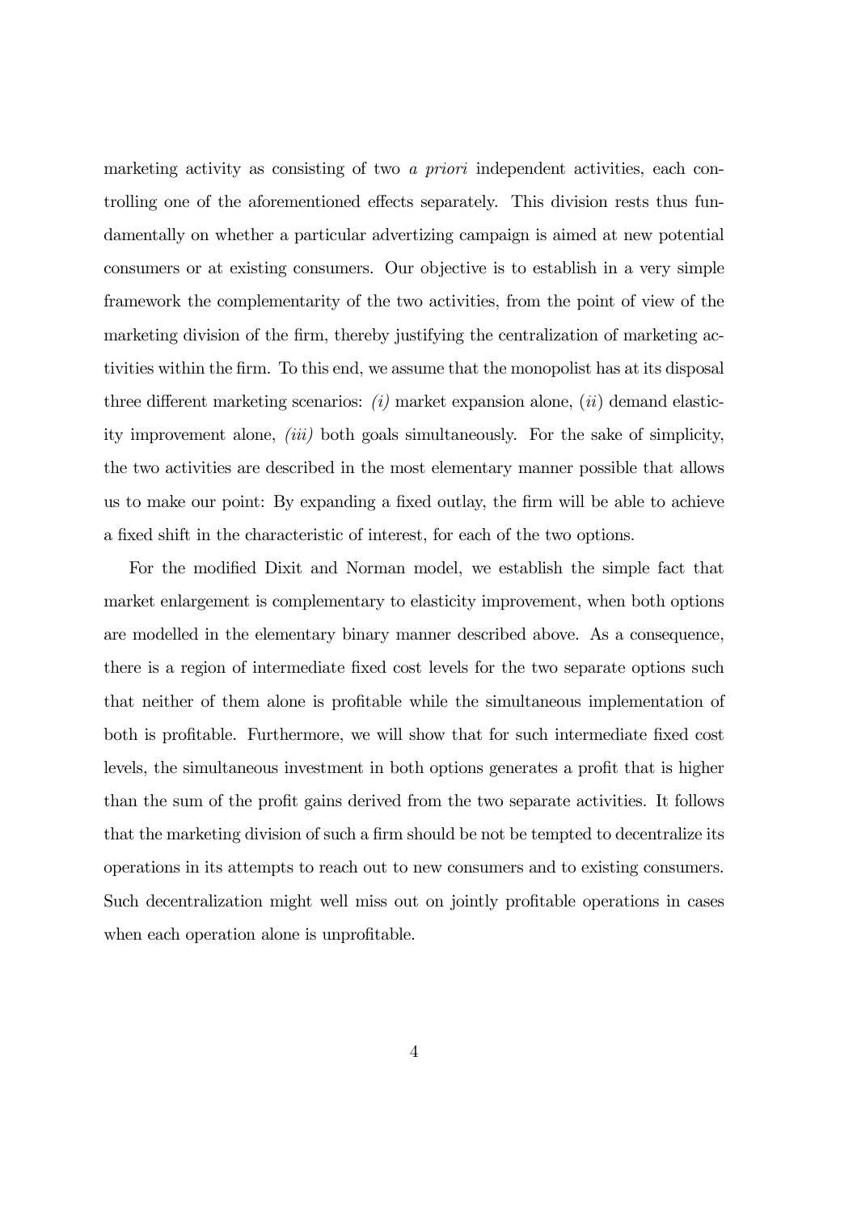marketing activity as consisting of two *a priori* independent activities, each controlling one of the aforementioned effects separately. This division rests thus fundamentally on whether a particular advertizing campaign is aimed at new potential consumers or at existing consumers. Our objective is to establish in a very simple framework the complementarity of the two activities, from the point of view of the marketing division of the firm, thereby justifying the centralization of marketing activities within the firm. To this end, we assume that the monopolist has at its disposal three different marketing scenarios: *(i)* market expansion alone, (*ii*) demand elasticity improvement alone, *(iii)* both goals simultaneously. For the sake of simplicity, the two activities are described in the most elementary manner possible that allows us to make our point: By expanding a fixed outlay, the firm will be able to achieve a fixed shift in the characteristic of interest, for each of the two options.

For the modified Dixit and Norman model, we establish the simple fact that market enlargement is complementary to elasticity improvement, when both options are modelled in the elementary binary manner described above. As a consequence, there is a region of intermediate fixed cost levels for the two separate options such that neither of them alone is profitable while the simultaneous implementation of both is profitable. Furthermore, we will show that for such intermediate fixed cost levels, the simultaneous investment in both options generates a profit that is higher than the sum of the profit gains derived from the two separate activities. It follows that the marketing division of such a firm should be not be tempted to decentralize its operations in its attempts to reach out to new consumers and to existing consumers. Such decentralization might well miss out on jointly profitable operations in cases when each operation alone is unprofitable.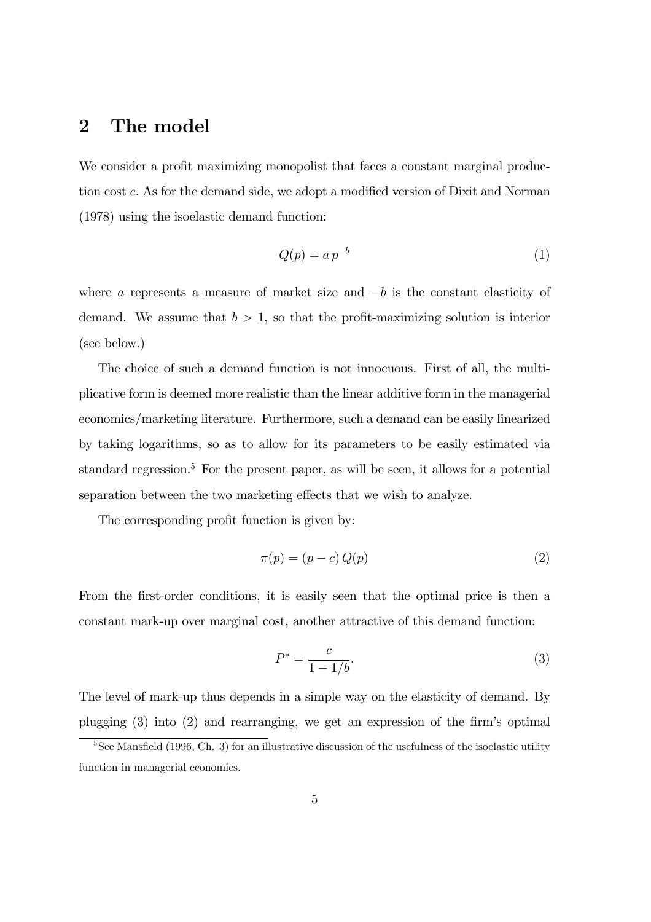## 2 The model

We consider a profit maximizing monopolist that faces a constant marginal production cost $c$. As for the demand side, we adopt a modified version of Dixit and Norman (1978) using the isoelastic demand function:

$$Q(p) = a\,p^{-b} \tag{1}$$

where $a$ represents a measure of market size and $-b$ is the constant elasticity of demand. We assume that $b > 1$, so that the profit-maximizing solution is interior (see below.)

The choice of such a demand function is not innocuous. First of all, the multiplicative form is deemed more realistic than the linear additive form in the managerial economics/marketing literature. Furthermore, such a demand can be easily linearized by taking logarithms, so as to allow for its parameters to be easily estimated via standard regression.[5] For the present paper, as will be seen, it allows for a potential separation between the two marketing effects that we wish to analyze.

The corresponding profit function is given by:

$$\pi(p) = (p - c)\,Q(p) \tag{2}$$

From the first-order conditions, it is easily seen that the optimal price is then a constant mark-up over marginal cost, another attractive of this demand function:

$$P^{*} = \frac{c}{1 - 1/b}. \tag{3}$$

The level of mark-up thus depends in a simple way on the elasticity of demand. By plugging (3) into (2) and rearranging, we get an expression of the firm's optimal

[5] See Mansfield (1996, Ch. 3) for an illustrative discussion of the usefulness of the isoelastic utility function in managerial economics.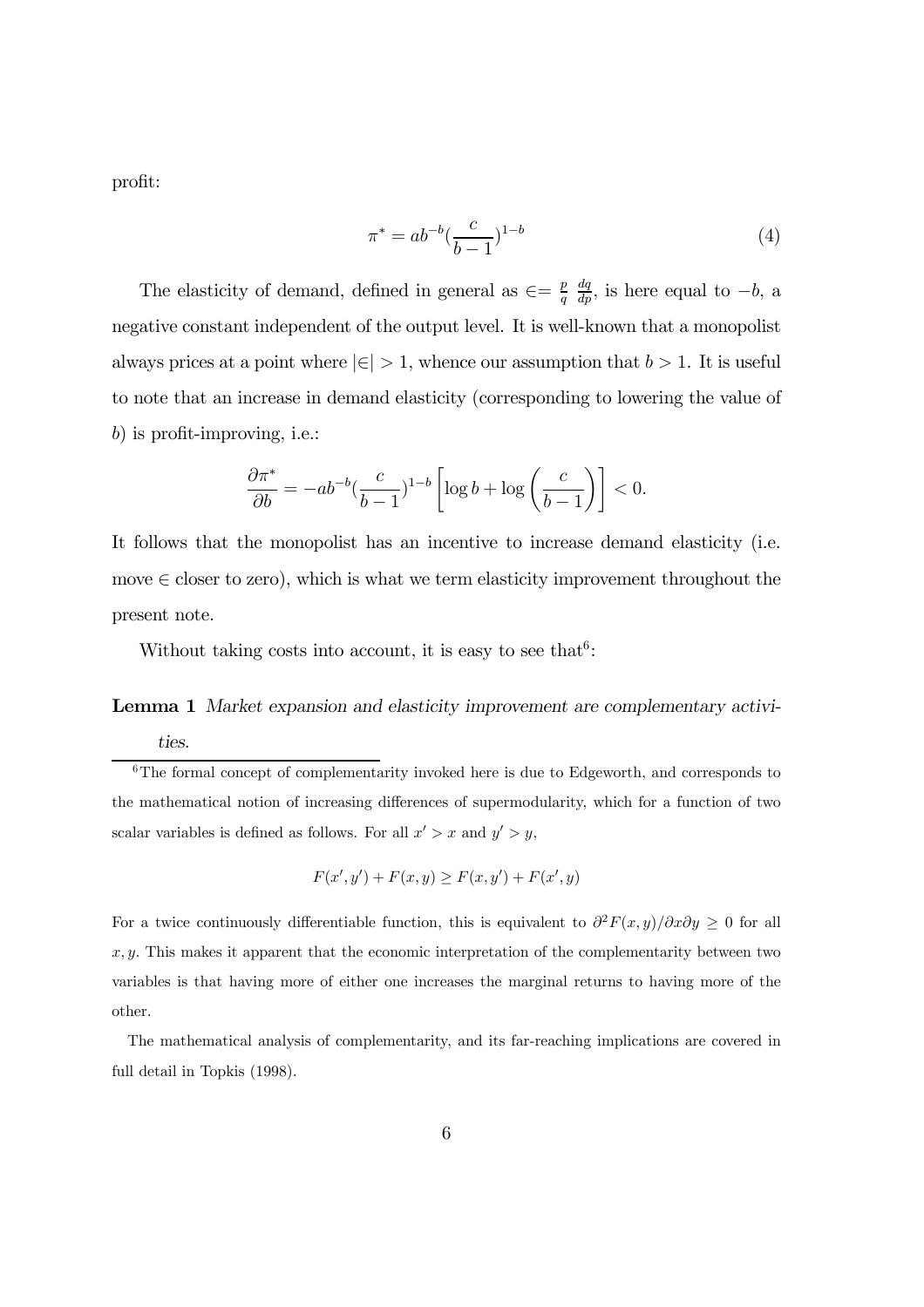profit:

$$\pi^* = ab^{-b}(\frac{c}{b-1})^{1-b} \tag{4}$$

The elasticity of demand, defined in general as $\in = \frac{p}{q} \frac{dq}{dp}$, is here equal to $-b$, a negative constant independent of the output level. It is well-known that a monopolist always prices at a point where $|\in| > 1$, whence our assumption that $b > 1$. It is useful to note that an increase in demand elasticity (corresponding to lowering the value of $b$) is profit-improving, i.e.:

$$\frac{\partial \pi^*}{\partial b} = -ab^{-b}(\frac{c}{b-1})^{1-b}\left[\log b + \log\left(\frac{c}{b-1}\right)\right] < 0.$$

It follows that the monopolist has an incentive to increase demand elasticity (i.e. move $\in$ closer to zero), which is what we term elasticity improvement throughout the present note.

Without taking costs into account, it is easy to see that[6]:

**Lemma 1** *Market expansion and elasticity improvement are complementary activities.*

---

[6] The formal concept of complementarity invoked here is due to Edgeworth, and corresponds to the mathematical notion of increasing differences of supermodularity, which for a function of two scalar variables is defined as follows. For all $x' > x$ and $y' > y$,

$$F(x', y') + F(x, y) \geq F(x, y') + F(x', y)$$

For a twice continuously differentiable function, this is equivalent to $\partial^2 F(x, y)/\partial x \partial y \geq 0$ for all $x, y$. This makes it apparent that the economic interpretation of the complementarity between two variables is that having more of either one increases the marginal returns to having more of the other.

The mathematical analysis of complementarity, and its far-reaching implications are covered in full detail in Topkis (1998).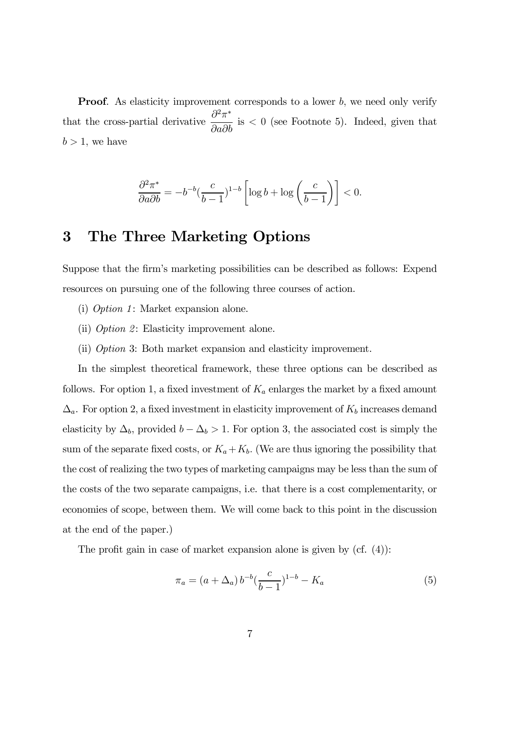**Proof**. As elasticity improvement corresponds to a lower $b$, we need only verify that the cross-partial derivative $\dfrac{\partial^2 \pi^*}{\partial a \partial b}$ is $< 0$ (see Footnote 5). Indeed, given that $b > 1$, we have

$$\frac{\partial^2 \pi^*}{\partial a \partial b} = -b^{-b} (\frac{c}{b-1})^{1-b} \left[ \log b + \log \left( \frac{c}{b-1} \right) \right] < 0.$$

# 3 The Three Marketing Options

Suppose that the firm's marketing possibilities can be described as follows: Expend resources on pursuing one of the following three courses of action.

(i) *Option 1*: Market expansion alone.

(ii) *Option 2*: Elasticity improvement alone.

(ii) *Option* 3: Both market expansion and elasticity improvement.

In the simplest theoretical framework, these three options can be described as follows. For option 1, a fixed investment of $K_a$ enlarges the market by a fixed amount $\Delta_a$. For option 2, a fixed investment in elasticity improvement of $K_b$ increases demand elasticity by $\Delta_b$, provided $b - \Delta_b > 1$. For option 3, the associated cost is simply the sum of the separate fixed costs, or $K_a + K_b$. (We are thus ignoring the possibility that the cost of realizing the two types of marketing campaigns may be less than the sum of the costs of the two separate campaigns, i.e. that there is a cost complementarity, or economies of scope, between them. We will come back to this point in the discussion at the end of the paper.)

The profit gain in case of market expansion alone is given by (cf. (4)):

$$\pi_a = (a + \Delta_a)\, b^{-b} (\frac{c}{b-1})^{1-b} - K_a \tag{5}$$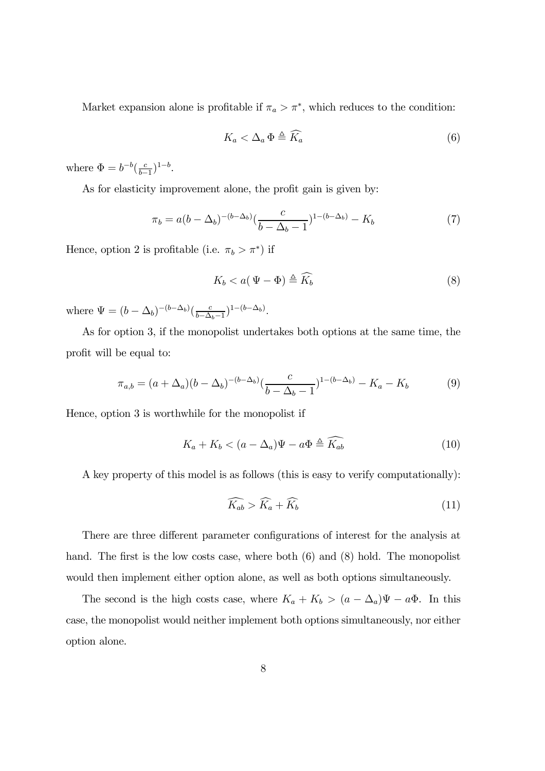Market expansion alone is profitable if $\pi_a > \pi^*$, which reduces to the condition:

$$K_a < \Delta_a \, \Phi \triangleq \widehat{K_a} \tag{6}$$

where $\Phi = b^{-b}(\frac{c}{b-1})^{1-b}$.

As for elasticity improvement alone, the profit gain is given by:

$$\pi_b = a(b - \Delta_b)^{-(b-\Delta_b)}(\frac{c}{b - \Delta_b - 1})^{1-(b-\Delta_b)} - K_b \tag{7}$$

Hence, option 2 is profitable (i.e. $\pi_b > \pi^*$) if

$$K_b < a(\, \Psi - \Phi) \triangleq \widehat{K_b} \tag{8}$$

where $\Psi = (b - \Delta_b)^{-(b-\Delta_b)}(\frac{c}{b-\Delta_b-1})^{1-(b-\Delta_b)}$.

As for option 3, if the monopolist undertakes both options at the same time, the profit will be equal to:

$$\pi_{a,b} = (a + \Delta_a)(b - \Delta_b)^{-(b-\Delta_b)}(\frac{c}{b - \Delta_b - 1})^{1-(b-\Delta_b)} - K_a - K_b \tag{9}$$

Hence, option 3 is worthwhile for the monopolist if

$$K_a + K_b < (a - \Delta_a)\Psi - a\Phi \triangleq \widehat{K_{ab}} \tag{10}$$

A key property of this model is as follows (this is easy to verify computationally):

$$\widehat{K_{ab}} > \widehat{K_a} + \widehat{K_b} \tag{11}$$

There are three different parameter configurations of interest for the analysis at hand. The first is the low costs case, where both (6) and (8) hold. The monopolist would then implement either option alone, as well as both options simultaneously.

The second is the high costs case, where $K_a + K_b > (a - \Delta_a)\Psi - a\Phi$. In this case, the monopolist would neither implement both options simultaneously, nor either option alone.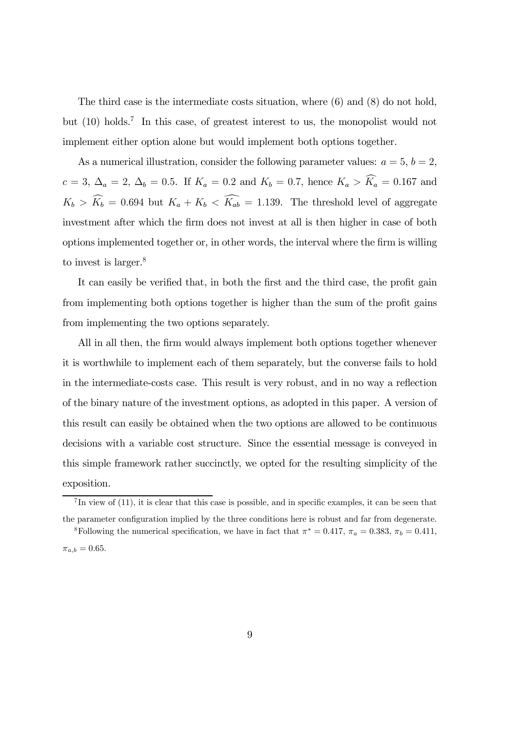The third case is the intermediate costs situation, where (6) and (8) do not hold, but (10) holds.[7] In this case, of greatest interest to us, the monopolist would not implement either option alone but would implement both options together.

As a numerical illustration, consider the following parameter values: $a = 5$, $b = 2$, $c = 3$, $\Delta_a = 2$, $\Delta_b = 0.5$. If $K_a = 0.2$ and $K_b = 0.7$, hence $K_a > \widehat{K_a} = 0.167$ and $K_b > \widehat{K_b} = 0.694$ but $K_a + K_b < \widehat{K_{ab}} = 1.139$. The threshold level of aggregate investment after which the firm does not invest at all is then higher in case of both options implemented together or, in other words, the interval where the firm is willing to invest is larger.[8]

It can easily be verified that, in both the first and the third case, the profit gain from implementing both options together is higher than the sum of the profit gains from implementing the two options separately.

All in all then, the firm would always implement both options together whenever it is worthwhile to implement each of them separately, but the converse fails to hold in the intermediate-costs case. This result is very robust, and in no way a reflection of the binary nature of the investment options, as adopted in this paper. A version of this result can easily be obtained when the two options are allowed to be continuous decisions with a variable cost structure. Since the essential message is conveyed in this simple framework rather succinctly, we opted for the resulting simplicity of the exposition.

---

[7] In view of (11), it is clear that this case is possible, and in specific examples, it can be seen that the parameter configuration implied by the three conditions here is robust and far from degenerate.

[8] Following the numerical specification, we have in fact that $\pi^* = 0.417$, $\pi_a = 0.383$, $\pi_b = 0.411$, $\pi_{a,b} = 0.65$.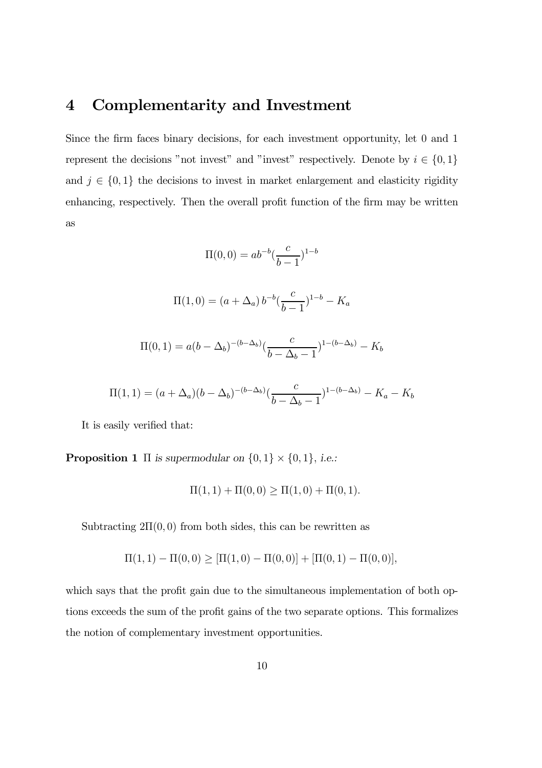# 4 Complementarity and Investment

Since the firm faces binary decisions, for each investment opportunity, let 0 and 1 represent the decisions "not invest" and "invest" respectively. Denote by $i \in \{0, 1\}$ and $j \in \{0, 1\}$ the decisions to invest in market enlargement and elasticity rigidity enhancing, respectively. Then the overall profit function of the firm may be written as

$$\Pi(0, 0) = ab^{-b}(\frac{c}{b-1})^{1-b}$$

$$\Pi(1, 0) = (a + \Delta_a)\, b^{-b}(\frac{c}{b-1})^{1-b} - K_a$$

$$\Pi(0, 1) = a(b - \Delta_b)^{-(b-\Delta_b)}(\frac{c}{b - \Delta_b - 1})^{1-(b-\Delta_b)} - K_b$$

$$\Pi(1, 1) = (a + \Delta_a)(b - \Delta_b)^{-(b-\Delta_b)}(\frac{c}{b - \Delta_b - 1})^{1-(b-\Delta_b)} - K_a - K_b$$

It is easily verified that:

**Proposition 1** *$\Pi$ is supermodular on $\{0, 1\} \times \{0, 1\}$, i.e.:*

$$\Pi(1, 1) + \Pi(0, 0) \geq \Pi(1, 0) + \Pi(0, 1).$$

Subtracting $2\Pi(0, 0)$ from both sides, this can be rewritten as

$$\Pi(1, 1) - \Pi(0, 0) \geq [\Pi(1, 0) - \Pi(0, 0)] + [\Pi(0, 1) - \Pi(0, 0)],$$

which says that the profit gain due to the simultaneous implementation of both options exceeds the sum of the profit gains of the two separate options. This formalizes the notion of complementary investment opportunities.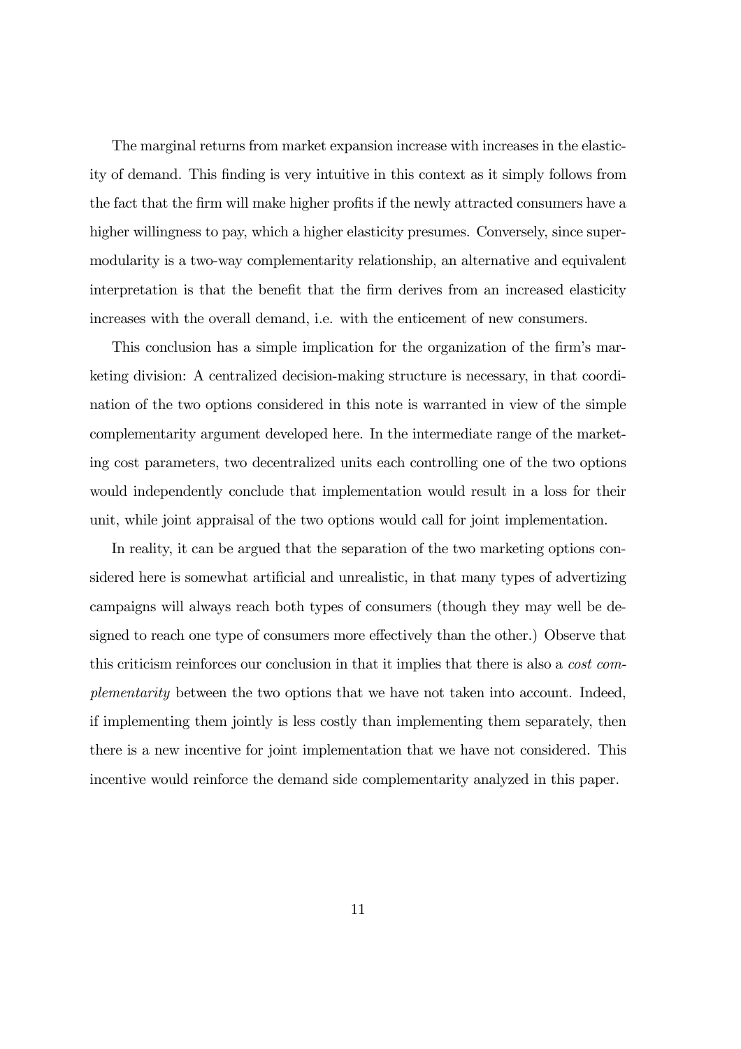The marginal returns from market expansion increase with increases in the elasticity of demand. This finding is very intuitive in this context as it simply follows from the fact that the firm will make higher profits if the newly attracted consumers have a higher willingness to pay, which a higher elasticity presumes. Conversely, since supermodularity is a two-way complementarity relationship, an alternative and equivalent interpretation is that the benefit that the firm derives from an increased elasticity increases with the overall demand, i.e. with the enticement of new consumers.

This conclusion has a simple implication for the organization of the firm's marketing division: A centralized decision-making structure is necessary, in that coordination of the two options considered in this note is warranted in view of the simple complementarity argument developed here. In the intermediate range of the marketing cost parameters, two decentralized units each controlling one of the two options would independently conclude that implementation would result in a loss for their unit, while joint appraisal of the two options would call for joint implementation.

In reality, it can be argued that the separation of the two marketing options considered here is somewhat artificial and unrealistic, in that many types of advertizing campaigns will always reach both types of consumers (though they may well be designed to reach one type of consumers more effectively than the other.) Observe that this criticism reinforces our conclusion in that it implies that there is also a *cost complementarity* between the two options that we have not taken into account. Indeed, if implementing them jointly is less costly than implementing them separately, then there is a new incentive for joint implementation that we have not considered. This incentive would reinforce the demand side complementarity analyzed in this paper.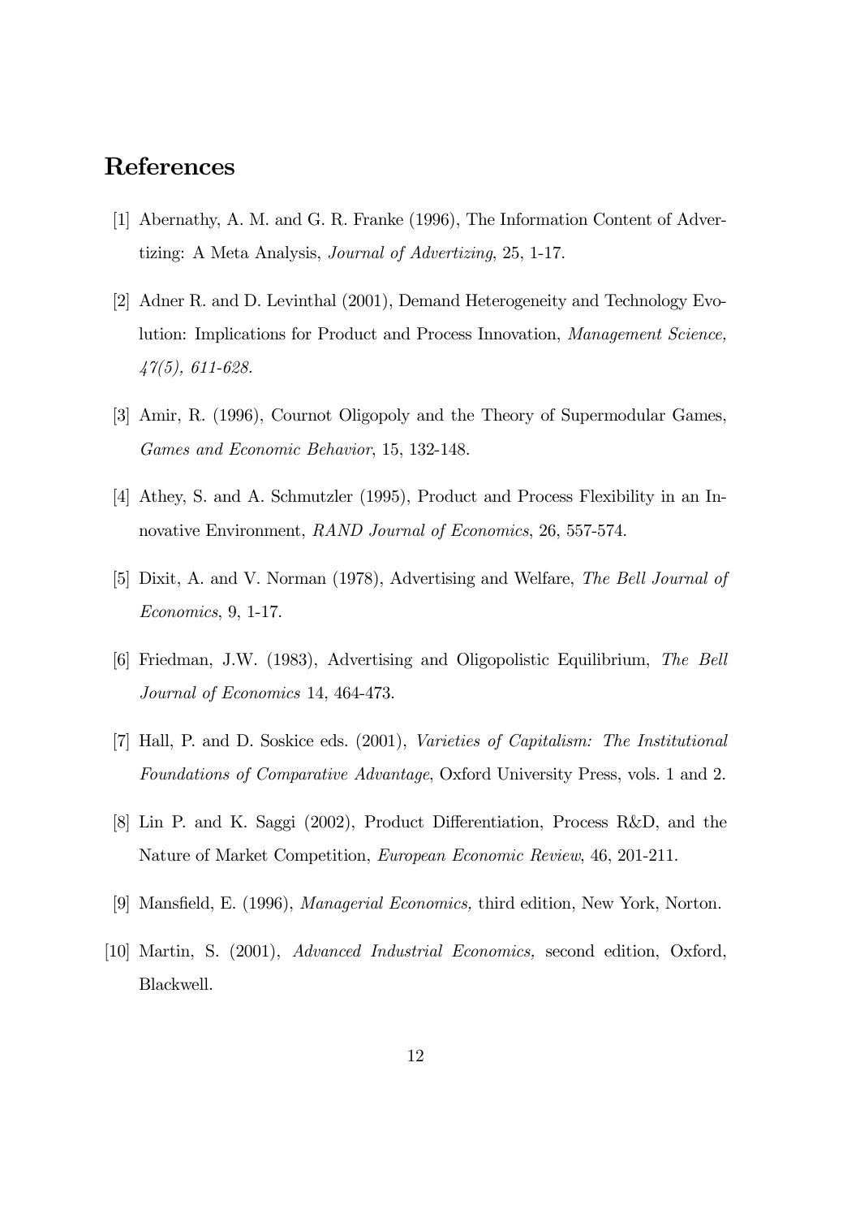# References

[1] Abernathy, A. M. and G. R. Franke (1996), The Information Content of Advertizing: A Meta Analysis, *Journal of Advertizing*, 25, 1-17.

[2] Adner R. and D. Levinthal (2001), Demand Heterogeneity and Technology Evolution: Implications for Product and Process Innovation, *Management Science, 47(5), 611-628.*

[3] Amir, R. (1996), Cournot Oligopoly and the Theory of Supermodular Games, *Games and Economic Behavior*, 15, 132-148.

[4] Athey, S. and A. Schmutzler (1995), Product and Process Flexibility in an Innovative Environment, *RAND Journal of Economics*, 26, 557-574.

[5] Dixit, A. and V. Norman (1978), Advertising and Welfare, *The Bell Journal of Economics*, 9, 1-17.

[6] Friedman, J.W. (1983), Advertising and Oligopolistic Equilibrium, *The Bell Journal of Economics* 14, 464-473.

[7] Hall, P. and D. Soskice eds. (2001), *Varieties of Capitalism: The Institutional Foundations of Comparative Advantage*, Oxford University Press, vols. 1 and 2.

[8] Lin P. and K. Saggi (2002), Product Differentiation, Process R&D, and the Nature of Market Competition, *European Economic Review*, 46, 201-211.

[9] Mansfield, E. (1996), *Managerial Economics,* third edition, New York, Norton.

[10] Martin, S. (2001), *Advanced Industrial Economics,* second edition, Oxford, Blackwell.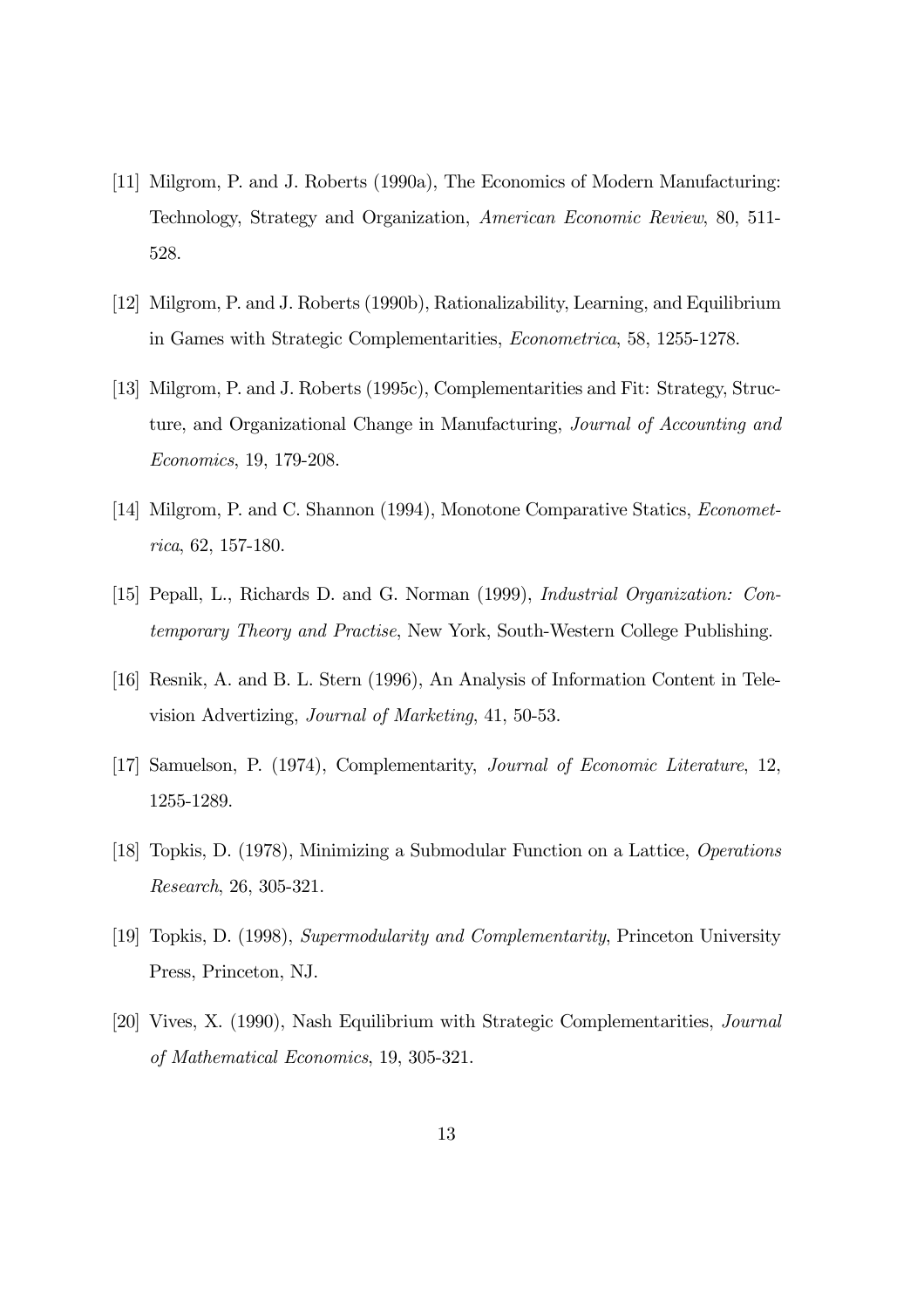[11] Milgrom, P. and J. Roberts (1990a), The Economics of Modern Manufacturing: Technology, Strategy and Organization, *American Economic Review*, 80, 511-528.

[12] Milgrom, P. and J. Roberts (1990b), Rationalizability, Learning, and Equilibrium in Games with Strategic Complementarities, *Econometrica*, 58, 1255-1278.

[13] Milgrom, P. and J. Roberts (1995c), Complementarities and Fit: Strategy, Structure, and Organizational Change in Manufacturing, *Journal of Accounting and Economics*, 19, 179-208.

[14] Milgrom, P. and C. Shannon (1994), Monotone Comparative Statics, *Econometrica*, 62, 157-180.

[15] Pepall, L., Richards D. and G. Norman (1999), *Industrial Organization: Contemporary Theory and Practise*, New York, South-Western College Publishing.

[16] Resnik, A. and B. L. Stern (1996), An Analysis of Information Content in Television Advertizing, *Journal of Marketing*, 41, 50-53.

[17] Samuelson, P. (1974), Complementarity, *Journal of Economic Literature*, 12, 1255-1289.

[18] Topkis, D. (1978), Minimizing a Submodular Function on a Lattice, *Operations Research*, 26, 305-321.

[19] Topkis, D. (1998), *Supermodularity and Complementarity*, Princeton University Press, Princeton, NJ.

[20] Vives, X. (1990), Nash Equilibrium with Strategic Complementarities, *Journal of Mathematical Economics*, 19, 305-321.